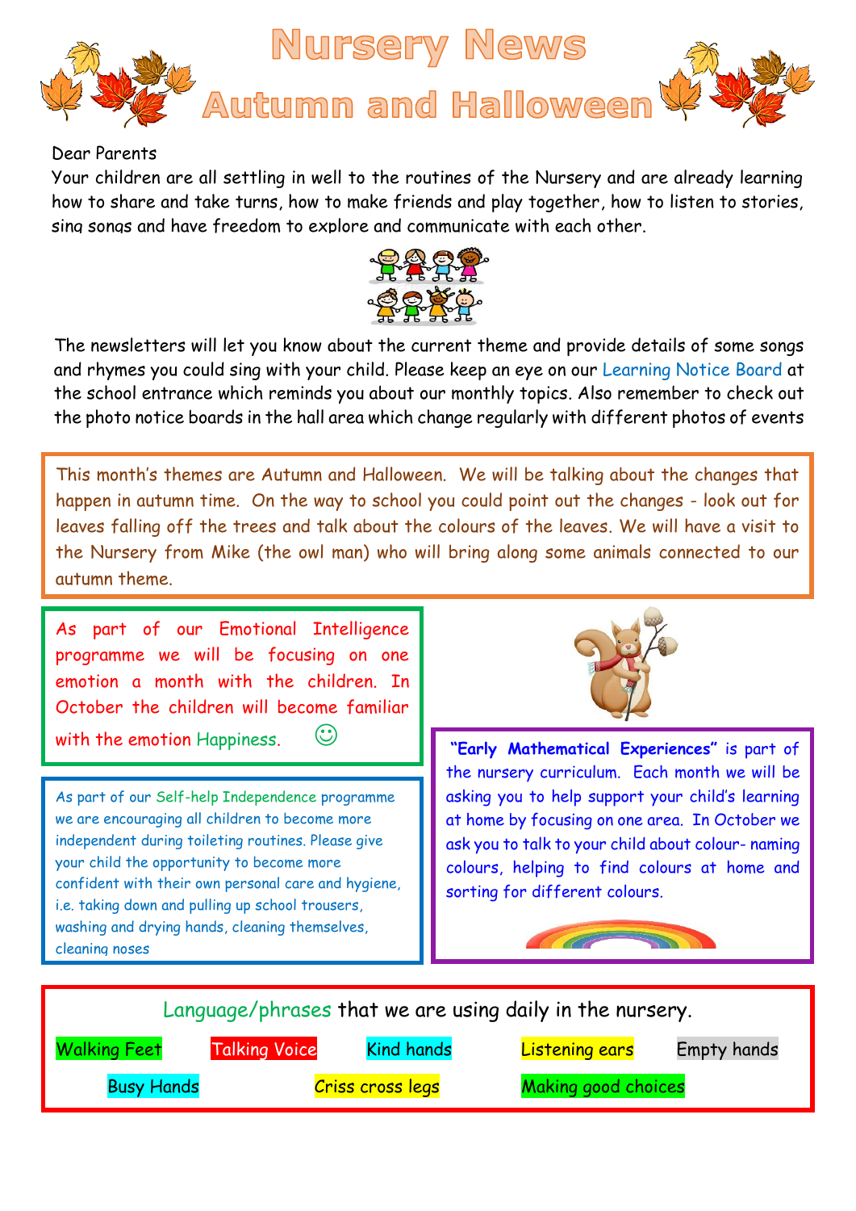# Nursery News

## Autumn and Halloween

Dear Parents

Your children are all settling in well to the routines of the Nursery and are already learning how to share and take turns, how to make friends and play together, how to listen to stories, sing songs and have freedom to explore and communicate with each other.

The newsletters will let you know about the current theme and provide details of some songs and rhymes you could sing with your child. Please keep an eye on our Learning Notice Board at the school entrance which reminds you about our monthly topics. Also remember to check out the photo notice boards in the hall area which change regularly with different photos of events

This month's themes are Autumn and Halloween. We will be talking about the changes that happen in autumn time. On the way to school you could point out the changes - look out for leaves falling off the trees and talk about the colours of the leaves. We will have a visit to the Nursery from Mike (the owl man) who will bring along some animals connected to our autumn theme.

As part of our Emotional Intelligence programme we will be focusing on one emotion a month with the children. In October the children will become familiar with the emotion Happiness. ☺

As part of our Self-help Independence programme we are encouraging all children to become more independent during toileting routines. Please give your child the opportunity to become more confident with their own personal care and hygiene, i.e. taking down and pulling up school trousers, washing and drying hands, cleaning themselves, cleaning noses

**"Early Mathematical Experiences"** is part of the nursery curriculum. Each month we will be asking you to help support your child's learning at home by focusing on one area. In October we ask you to talk to your child about colour- naming colours, helping to find colours at home and sorting for different colours.

Language/phrases that we are using daily in the nursery.

- Walking Feet
- Talking Voice
- Kind hands
- Listening ears
- Empty hands
- Busy Hands
- Criss cross legs
- Making good choices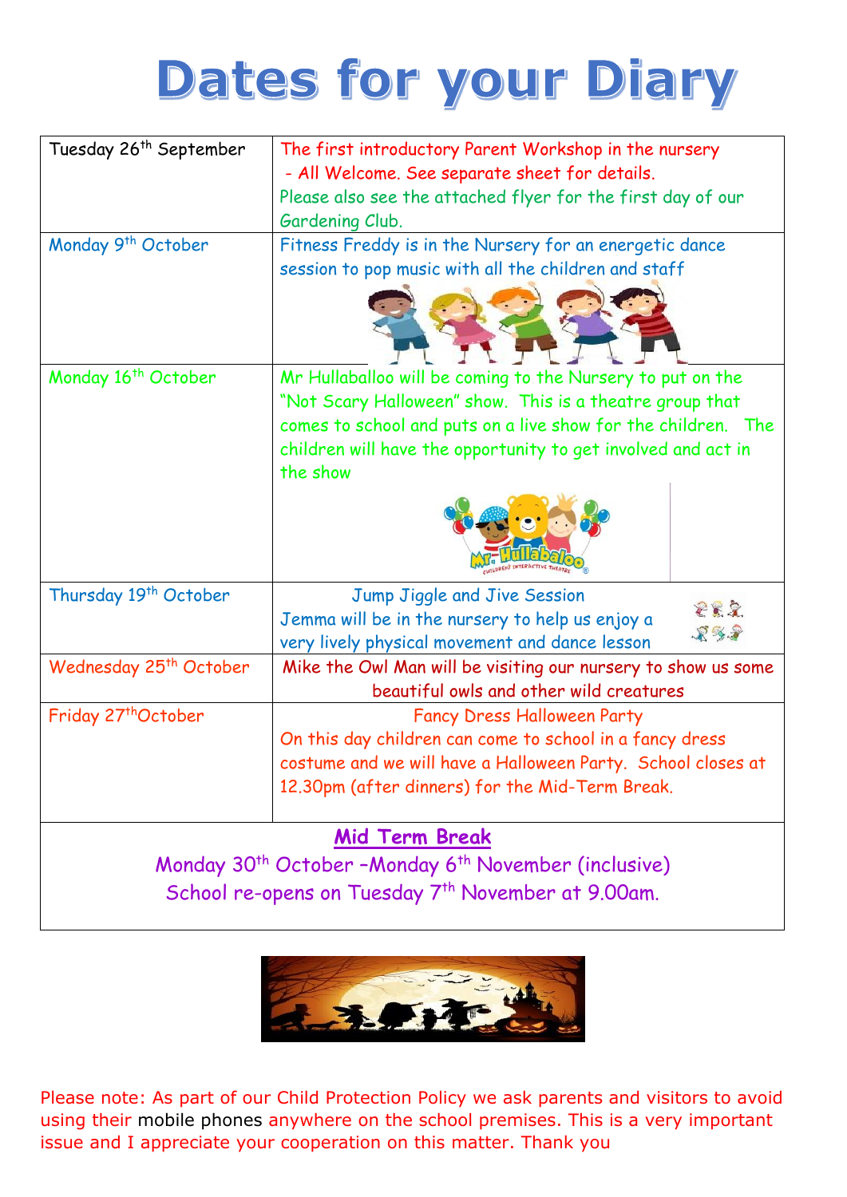# Dates for your Diary

| | |
|---|---|
| Tuesday 26th September | The first introductory Parent Workshop in the nursery - All Welcome. See separate sheet for details. Please also see the attached flyer for the first day of our Gardening Club. |
| Monday 9th October | Fitness Freddy is in the Nursery for an energetic dance session to pop music with all the children and staff |
| Monday 16th October | Mr Hullaballoo will be coming to the Nursery to put on the "Not Scary Halloween" show. This is a theatre group that comes to school and puts on a live show for the children. The children will have the opportunity to get involved and act in the show |
| Thursday 19th October | Jump Jiggle and Jive Session<br>Jemma will be in the nursery to help us enjoy a very lively physical movement and dance lesson |
| Wednesday 25th October | Mike the Owl Man will be visiting our nursery to show us some beautiful owls and other wild creatures |
| Friday 27thOctober | Fancy Dress Halloween Party<br>On this day children can come to school in a fancy dress costume and we will have a Halloween Party. School closes at 12.30pm (after dinners) for the Mid-Term Break. |

**Mid Term Break**

Monday 30th October –Monday 6th November (inclusive)

School re-opens on Tuesday 7th November at 9.00am.

Please note: As part of our Child Protection Policy we ask parents and visitors to avoid using their mobile phones anywhere on the school premises. This is a very important issue and I appreciate your cooperation on this matter. Thank you